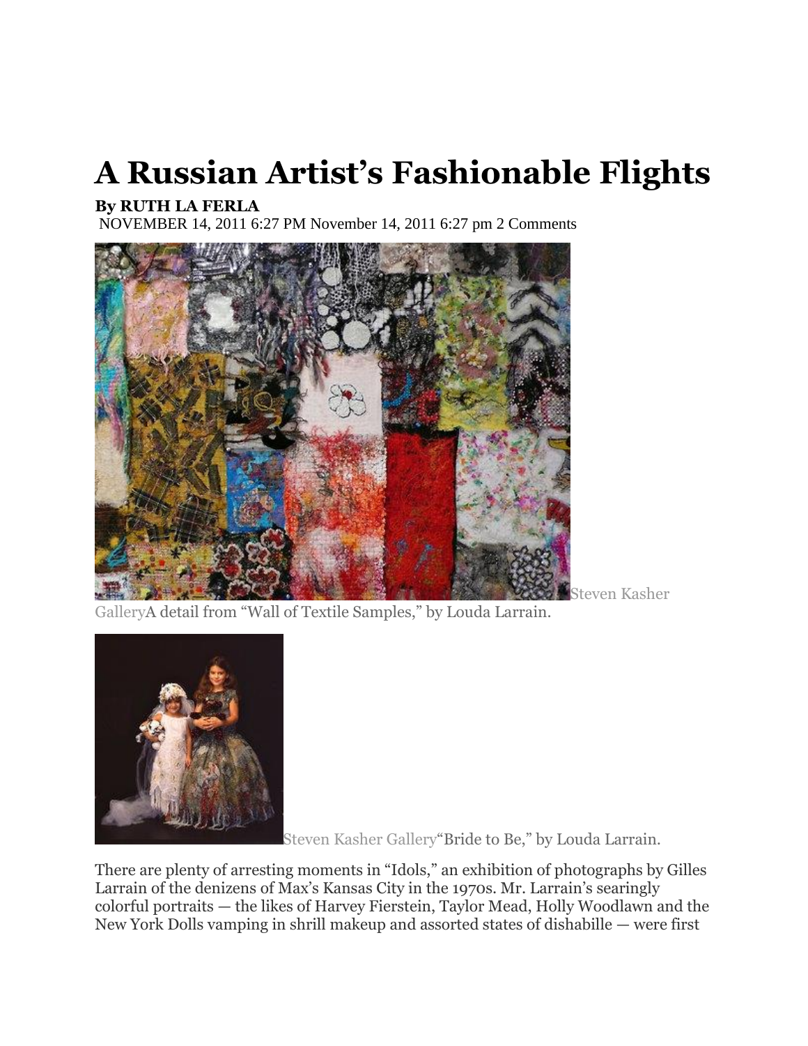# A Russian Artist's Fashionable Flights

**By RUTH LA FERLA**

NOVEMBER 14, 2011 6:27 PM November 14, 2011 6:27 pm 2 Comments

Steven Kasher Gallery A detail from "Wall of Textile Samples," by Louda Larrain.

Steven Kasher Gallery "Bride to Be," by Louda Larrain.

There are plenty of arresting moments in "Idols," an exhibition of photographs by Gilles Larrain of the denizens of Max's Kansas City in the 1970s. Mr. Larrain's searingly colorful portraits — the likes of Harvey Fierstein, Taylor Mead, Holly Woodlawn and the New York Dolls vamping in shrill makeup and assorted states of dishabille — were first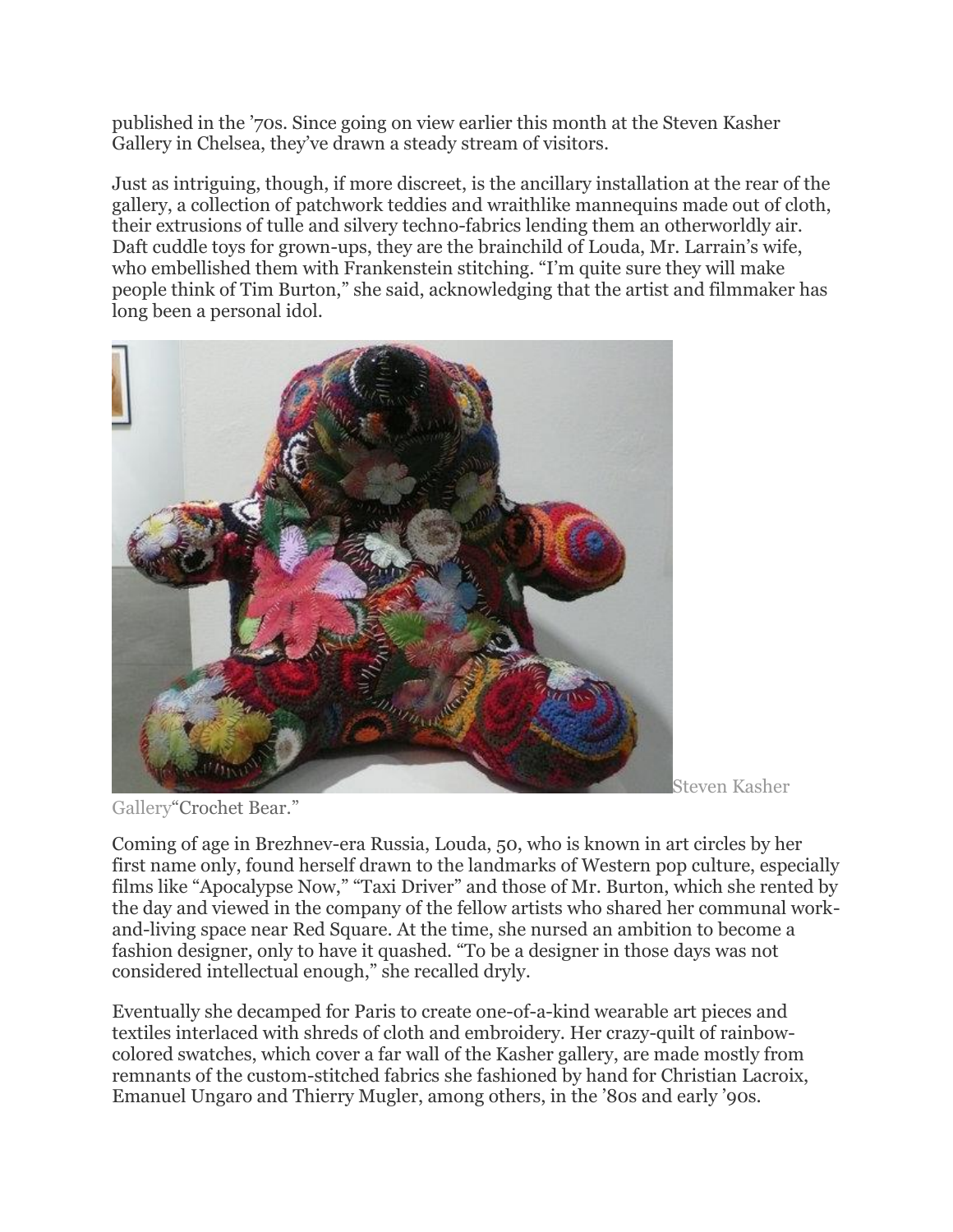published in the ’70s. Since going on view earlier this month at the Steven Kasher Gallery in Chelsea, they’ve drawn a steady stream of visitors.

Just as intriguing, though, if more discreet, is the ancillary installation at the rear of the gallery, a collection of patchwork teddies and wraithlike mannequins made out of cloth, their extrusions of tulle and silvery techno-fabrics lending them an otherworldly air. Daft cuddle toys for grown-ups, they are the brainchild of Louda, Mr. Larrain’s wife, who embellished them with Frankenstein stitching. “I’m quite sure they will make people think of Tim Burton,” she said, acknowledging that the artist and filmmaker has long been a personal idol.

Steven Kasher Gallery“Crochet Bear.”

Coming of age in Brezhnev-era Russia, Louda, 50, who is known in art circles by her first name only, found herself drawn to the landmarks of Western pop culture, especially films like “Apocalypse Now,” “Taxi Driver” and those of Mr. Burton, which she rented by the day and viewed in the company of the fellow artists who shared her communal work-and-living space near Red Square. At the time, she nursed an ambition to become a fashion designer, only to have it quashed. “To be a designer in those days was not considered intellectual enough,” she recalled dryly.

Eventually she decamped for Paris to create one-of-a-kind wearable art pieces and textiles interlaced with shreds of cloth and embroidery. Her crazy-quilt of rainbow-colored swatches, which cover a far wall of the Kasher gallery, are made mostly from remnants of the custom-stitched fabrics she fashioned by hand for Christian Lacroix, Emanuel Ungaro and Thierry Mugler, among others, in the ’80s and early ’90s.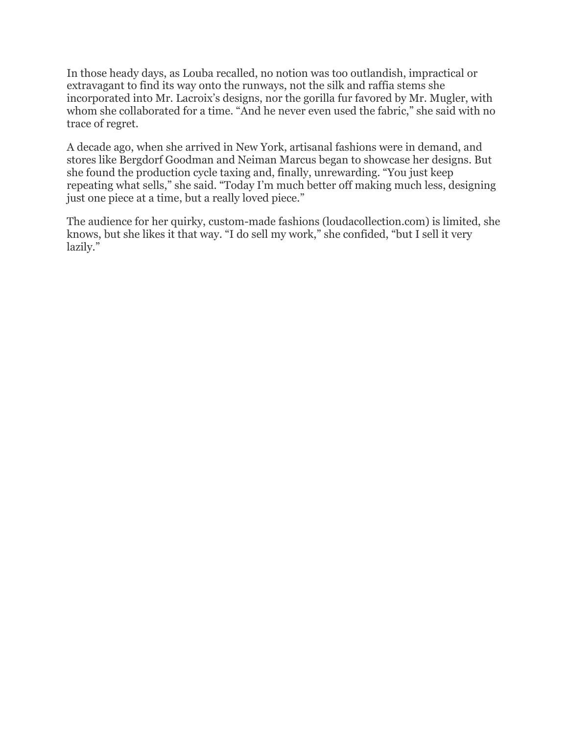In those heady days, as Louba recalled, no notion was too outlandish, impractical or extravagant to find its way onto the runways, not the silk and raffia stems she incorporated into Mr. Lacroix's designs, nor the gorilla fur favored by Mr. Mugler, with whom she collaborated for a time. "And he never even used the fabric," she said with no trace of regret.

A decade ago, when she arrived in New York, artisanal fashions were in demand, and stores like Bergdorf Goodman and Neiman Marcus began to showcase her designs. But she found the production cycle taxing and, finally, unrewarding. "You just keep repeating what sells," she said. "Today I'm much better off making much less, designing just one piece at a time, but a really loved piece."

The audience for her quirky, custom-made fashions (loudacollection.com) is limited, she knows, but she likes it that way. "I do sell my work," she confided, "but I sell it very lazily."